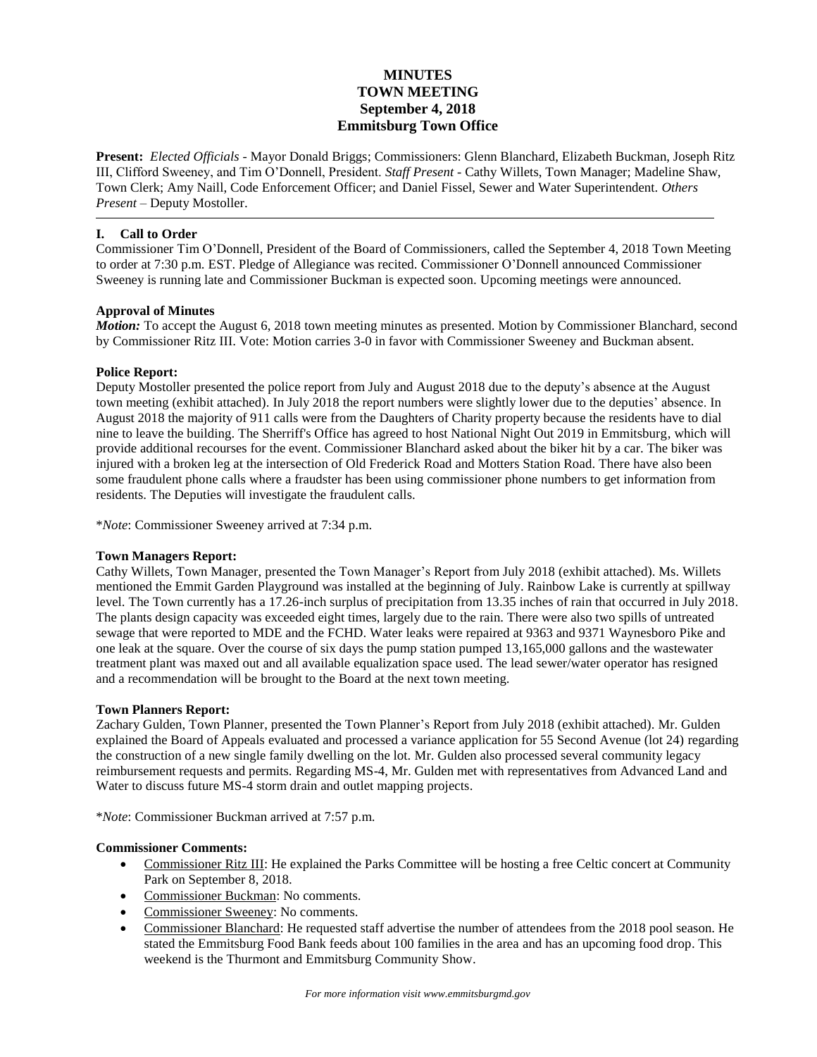# MINUTES
# TOWN MEETING
## September 4, 2018
## Emmitsburg Town Office

**Present:** *Elected Officials* - Mayor Donald Briggs; Commissioners: Glenn Blanchard, Elizabeth Buckman, Joseph Ritz III, Clifford Sweeney, and Tim O'Donnell, President. *Staff Present* - Cathy Willets, Town Manager; Madeline Shaw, Town Clerk; Amy Naill, Code Enforcement Officer; and Daniel Fissel, Sewer and Water Superintendent. *Others Present* – Deputy Mostoller.

---

### I. Call to Order

Commissioner Tim O'Donnell, President of the Board of Commissioners, called the September 4, 2018 Town Meeting to order at 7:30 p.m. EST. Pledge of Allegiance was recited. Commissioner O'Donnell announced Commissioner Sweeney is running late and Commissioner Buckman is expected soon. Upcoming meetings were announced.

**Approval of Minutes**

***Motion:*** To accept the August 6, 2018 town meeting minutes as presented. Motion by Commissioner Blanchard, second by Commissioner Ritz III. Vote: Motion carries 3-0 in favor with Commissioner Sweeney and Buckman absent.

**Police Report:**

Deputy Mostoller presented the police report from July and August 2018 due to the deputy's absence at the August town meeting (exhibit attached). In July 2018 the report numbers were slightly lower due to the deputies' absence. In August 2018 the majority of 911 calls were from the Daughters of Charity property because the residents have to dial nine to leave the building. The Sherriff's Office has agreed to host National Night Out 2019 in Emmitsburg, which will provide additional recourses for the event. Commissioner Blanchard asked about the biker hit by a car. The biker was injured with a broken leg at the intersection of Old Frederick Road and Motters Station Road. There have also been some fraudulent phone calls where a fraudster has been using commissioner phone numbers to get information from residents. The Deputies will investigate the fraudulent calls.

**Note*: Commissioner Sweeney arrived at 7:34 p.m.

**Town Managers Report:**

Cathy Willets, Town Manager, presented the Town Manager's Report from July 2018 (exhibit attached). Ms. Willets mentioned the Emmit Garden Playground was installed at the beginning of July. Rainbow Lake is currently at spillway level. The Town currently has a 17.26-inch surplus of precipitation from 13.35 inches of rain that occurred in July 2018. The plants design capacity was exceeded eight times, largely due to the rain. There were also two spills of untreated sewage that were reported to MDE and the FCHD. Water leaks were repaired at 9363 and 9371 Waynesboro Pike and one leak at the square. Over the course of six days the pump station pumped 13,165,000 gallons and the wastewater treatment plant was maxed out and all available equalization space used. The lead sewer/water operator has resigned and a recommendation will be brought to the Board at the next town meeting.

**Town Planners Report:**

Zachary Gulden, Town Planner, presented the Town Planner's Report from July 2018 (exhibit attached). Mr. Gulden explained the Board of Appeals evaluated and processed a variance application for 55 Second Avenue (lot 24) regarding the construction of a new single family dwelling on the lot. Mr. Gulden also processed several community legacy reimbursement requests and permits. Regarding MS-4, Mr. Gulden met with representatives from Advanced Land and Water to discuss future MS-4 storm drain and outlet mapping projects.

**Note*: Commissioner Buckman arrived at 7:57 p.m.

**Commissioner Comments:**

- Commissioner Ritz III: He explained the Parks Committee will be hosting a free Celtic concert at Community Park on September 8, 2018.
- Commissioner Buckman: No comments.
- Commissioner Sweeney: No comments.
- Commissioner Blanchard: He requested staff advertise the number of attendees from the 2018 pool season. He stated the Emmitsburg Food Bank feeds about 100 families in the area and has an upcoming food drop. This weekend is the Thurmont and Emmitsburg Community Show.

*For more information visit www.emmitsburgmd.gov*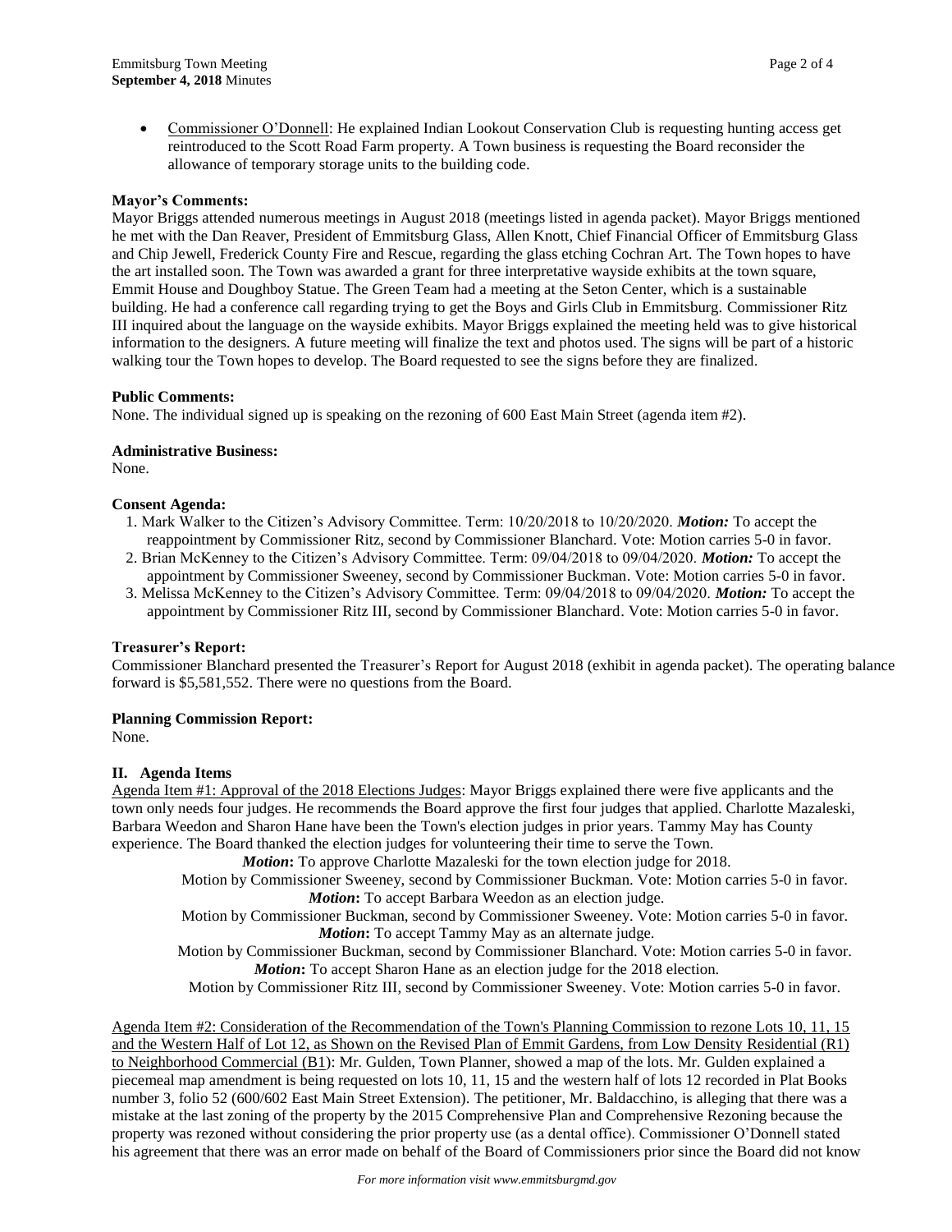- Commissioner O'Donnell: He explained Indian Lookout Conservation Club is requesting hunting access get reintroduced to the Scott Road Farm property. A Town business is requesting the Board reconsider the allowance of temporary storage units to the building code.

**Mayor's Comments:**

Mayor Briggs attended numerous meetings in August 2018 (meetings listed in agenda packet). Mayor Briggs mentioned he met with the Dan Reaver, President of Emmitsburg Glass, Allen Knott, Chief Financial Officer of Emmitsburg Glass and Chip Jewell, Frederick County Fire and Rescue, regarding the glass etching Cochran Art. The Town hopes to have the art installed soon. The Town was awarded a grant for three interpretative wayside exhibits at the town square, Emmit House and Doughboy Statue. The Green Team had a meeting at the Seton Center, which is a sustainable building. He had a conference call regarding trying to get the Boys and Girls Club in Emmitsburg. Commissioner Ritz III inquired about the language on the wayside exhibits. Mayor Briggs explained the meeting held was to give historical information to the designers. A future meeting will finalize the text and photos used. The signs will be part of a historic walking tour the Town hopes to develop. The Board requested to see the signs before they are finalized.

**Public Comments:**

None. The individual signed up is speaking on the rezoning of 600 East Main Street (agenda item #2).

**Administrative Business:**

None.

**Consent Agenda:**

1. Mark Walker to the Citizen's Advisory Committee. Term: 10/20/2018 to 10/20/2020. ***Motion:*** To accept the reappointment by Commissioner Ritz, second by Commissioner Blanchard. Vote: Motion carries 5-0 in favor.
2. Brian McKenney to the Citizen's Advisory Committee. Term: 09/04/2018 to 09/04/2020. ***Motion:*** To accept the appointment by Commissioner Sweeney, second by Commissioner Buckman. Vote: Motion carries 5-0 in favor.
3. Melissa McKenney to the Citizen's Advisory Committee. Term: 09/04/2018 to 09/04/2020. ***Motion:*** To accept the appointment by Commissioner Ritz III, second by Commissioner Blanchard. Vote: Motion carries 5-0 in favor.

**Treasurer's Report:**

Commissioner Blanchard presented the Treasurer's Report for August 2018 (exhibit in agenda packet). The operating balance forward is $5,581,552. There were no questions from the Board.

**Planning Commission Report:**

None.

**II. Agenda Items**

Agenda Item #1: Approval of the 2018 Elections Judges: Mayor Briggs explained there were five applicants and the town only needs four judges. He recommends the Board approve the first four judges that applied. Charlotte Mazaleski, Barbara Weedon and Sharon Hane have been the Town's election judges in prior years. Tammy May has County experience. The Board thanked the election judges for volunteering their time to serve the Town.

***Motion*:** To approve Charlotte Mazaleski for the town election judge for 2018.
Motion by Commissioner Sweeney, second by Commissioner Buckman. Vote: Motion carries 5-0 in favor.

***Motion*:** To accept Barbara Weedon as an election judge.
Motion by Commissioner Buckman, second by Commissioner Sweeney. Vote: Motion carries 5-0 in favor.

***Motion*:** To accept Tammy May as an alternate judge.
Motion by Commissioner Buckman, second by Commissioner Blanchard. Vote: Motion carries 5-0 in favor.

***Motion*:** To accept Sharon Hane as an election judge for the 2018 election.
Motion by Commissioner Ritz III, second by Commissioner Sweeney. Vote: Motion carries 5-0 in favor.

Agenda Item #2: Consideration of the Recommendation of the Town's Planning Commission to rezone Lots 10, 11, 15 and the Western Half of Lot 12, as Shown on the Revised Plan of Emmit Gardens, from Low Density Residential (R1) to Neighborhood Commercial (B1): Mr. Gulden, Town Planner, showed a map of the lots. Mr. Gulden explained a piecemeal map amendment is being requested on lots 10, 11, 15 and the western half of lots 12 recorded in Plat Books number 3, folio 52 (600/602 East Main Street Extension). The petitioner, Mr. Baldacchino, is alleging that there was a mistake at the last zoning of the property by the 2015 Comprehensive Plan and Comprehensive Rezoning because the property was rezoned without considering the prior property use (as a dental office). Commissioner O'Donnell stated his agreement that there was an error made on behalf of the Board of Commissioners prior since the Board did not know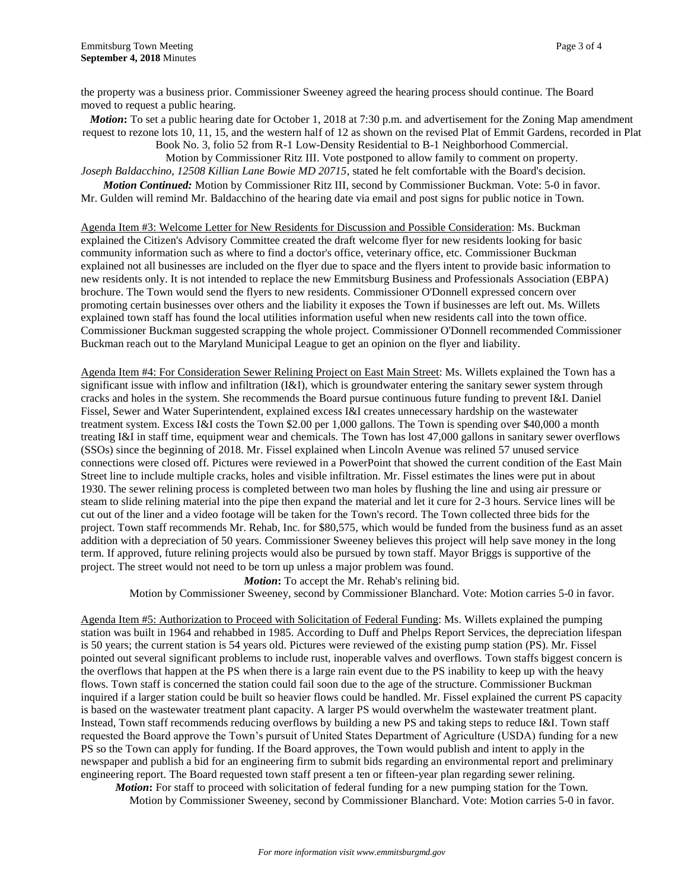the property was a business prior. Commissioner Sweeney agreed the hearing process should continue. The Board moved to request a public hearing.

***Motion*****:** To set a public hearing date for October 1, 2018 at 7:30 p.m. and advertisement for the Zoning Map amendment request to rezone lots 10, 11, 15, and the western half of 12 as shown on the revised Plat of Emmit Gardens, recorded in Plat Book No. 3, folio 52 from R-1 Low-Density Residential to B-1 Neighborhood Commercial.

Motion by Commissioner Ritz III. Vote postponed to allow family to comment on property.

*Joseph Baldacchino, 12508 Killian Lane Bowie MD 20715*, stated he felt comfortable with the Board's decision.

***Motion Continued:*** Motion by Commissioner Ritz III, second by Commissioner Buckman. Vote: 5-0 in favor.

Mr. Gulden will remind Mr. Baldacchino of the hearing date via email and post signs for public notice in Town.

<u>Agenda Item #3: Welcome Letter for New Residents for Discussion and Possible Consideration</u>: Ms. Buckman explained the Citizen's Advisory Committee created the draft welcome flyer for new residents looking for basic community information such as where to find a doctor's office, veterinary office, etc. Commissioner Buckman explained not all businesses are included on the flyer due to space and the flyers intent to provide basic information to new residents only. It is not intended to replace the new Emmitsburg Business and Professionals Association (EBPA) brochure. The Town would send the flyers to new residents. Commissioner O'Donnell expressed concern over promoting certain businesses over others and the liability it exposes the Town if businesses are left out. Ms. Willets explained town staff has found the local utilities information useful when new residents call into the town office. Commissioner Buckman suggested scrapping the whole project. Commissioner O'Donnell recommended Commissioner Buckman reach out to the Maryland Municipal League to get an opinion on the flyer and liability.

<u>Agenda Item #4: For Consideration Sewer Relining Project on East Main Street</u>: Ms. Willets explained the Town has a significant issue with inflow and infiltration (I&I), which is groundwater entering the sanitary sewer system through cracks and holes in the system. She recommends the Board pursue continuous future funding to prevent I&I. Daniel Fissel, Sewer and Water Superintendent, explained excess I&I creates unnecessary hardship on the wastewater treatment system. Excess I&I costs the Town $2.00 per 1,000 gallons. The Town is spending over $40,000 a month treating I&I in staff time, equipment wear and chemicals. The Town has lost 47,000 gallons in sanitary sewer overflows (SSOs) since the beginning of 2018. Mr. Fissel explained when Lincoln Avenue was relined 57 unused service connections were closed off. Pictures were reviewed in a PowerPoint that showed the current condition of the East Main Street line to include multiple cracks, holes and visible infiltration. Mr. Fissel estimates the lines were put in about 1930. The sewer relining process is completed between two man holes by flushing the line and using air pressure or steam to slide relining material into the pipe then expand the material and let it cure for 2-3 hours. Service lines will be cut out of the liner and a video footage will be taken for the Town's record. The Town collected three bids for the project. Town staff recommends Mr. Rehab, Inc. for $80,575, which would be funded from the business fund as an asset addition with a depreciation of 50 years. Commissioner Sweeney believes this project will help save money in the long term. If approved, future relining projects would also be pursued by town staff. Mayor Briggs is supportive of the project. The street would not need to be torn up unless a major problem was found.

***Motion*****:** To accept the Mr. Rehab's relining bid.

Motion by Commissioner Sweeney, second by Commissioner Blanchard. Vote: Motion carries 5-0 in favor.

<u>Agenda Item #5: Authorization to Proceed with Solicitation of Federal Funding</u>: Ms. Willets explained the pumping station was built in 1964 and rehabbed in 1985. According to Duff and Phelps Report Services, the depreciation lifespan is 50 years; the current station is 54 years old. Pictures were reviewed of the existing pump station (PS). Mr. Fissel pointed out several significant problems to include rust, inoperable valves and overflows. Town staffs biggest concern is the overflows that happen at the PS when there is a large rain event due to the PS inability to keep up with the heavy flows. Town staff is concerned the station could fail soon due to the age of the structure. Commissioner Buckman inquired if a larger station could be built so heavier flows could be handled. Mr. Fissel explained the current PS capacity is based on the wastewater treatment plant capacity. A larger PS would overwhelm the wastewater treatment plant. Instead, Town staff recommends reducing overflows by building a new PS and taking steps to reduce I&I. Town staff requested the Board approve the Town's pursuit of United States Department of Agriculture (USDA) funding for a new PS so the Town can apply for funding. If the Board approves, the Town would publish and intent to apply in the newspaper and publish a bid for an engineering firm to submit bids regarding an environmental report and preliminary engineering report. The Board requested town staff present a ten or fifteen-year plan regarding sewer relining.

***Motion*****:** For staff to proceed with solicitation of federal funding for a new pumping station for the Town.

Motion by Commissioner Sweeney, second by Commissioner Blanchard. Vote: Motion carries 5-0 in favor.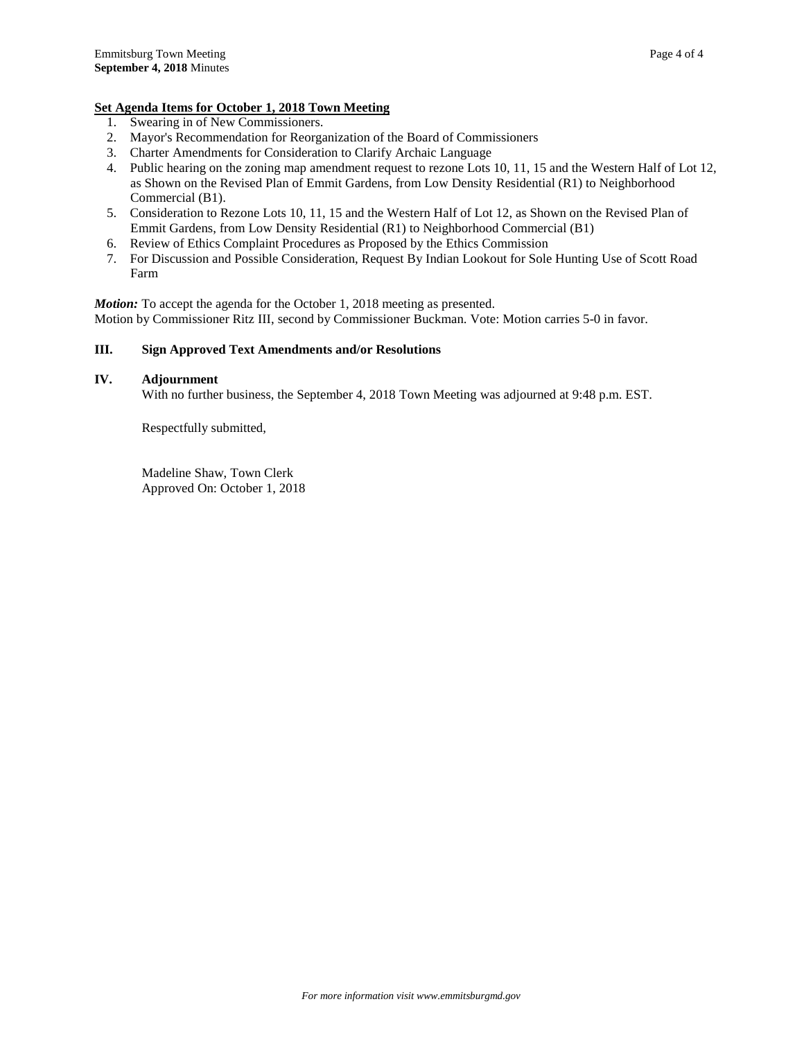**Set Agenda Items for October 1, 2018 Town Meeting**

1. Swearing in of New Commissioners.
2. Mayor's Recommendation for Reorganization of the Board of Commissioners
3. Charter Amendments for Consideration to Clarify Archaic Language
4. Public hearing on the zoning map amendment request to rezone Lots 10, 11, 15 and the Western Half of Lot 12, as Shown on the Revised Plan of Emmit Gardens, from Low Density Residential (R1) to Neighborhood Commercial (B1).
5. Consideration to Rezone Lots 10, 11, 15 and the Western Half of Lot 12, as Shown on the Revised Plan of Emmit Gardens, from Low Density Residential (R1) to Neighborhood Commercial (B1)
6. Review of Ethics Complaint Procedures as Proposed by the Ethics Commission
7. For Discussion and Possible Consideration, Request By Indian Lookout for Sole Hunting Use of Scott Road Farm

***Motion:*** To accept the agenda for the October 1, 2018 meeting as presented.
Motion by Commissioner Ritz III, second by Commissioner Buckman. Vote: Motion carries 5-0 in favor.

## III. Sign Approved Text Amendments and/or Resolutions

## IV. Adjournment

With no further business, the September 4, 2018 Town Meeting was adjourned at 9:48 p.m. EST.

Respectfully submitted,

Madeline Shaw, Town Clerk
Approved On: October 1, 2018

*For more information visit www.emmitsburgmd.gov*